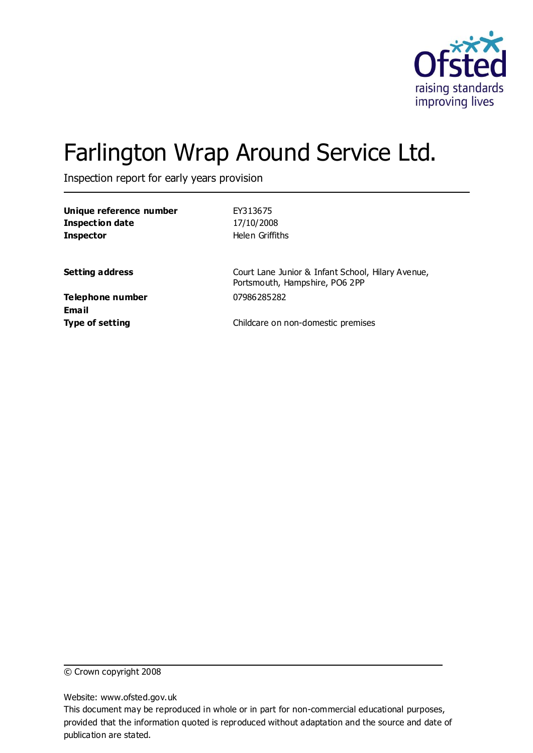# Farlington Wrap Around Service Ltd.

Inspection report for early years provision

| | |
|---|---|
| **Unique reference number** | EY313675 |
| **Inspection date** | 17/10/2008 |
| **Inspector** | Helen Griffiths |
| | |
| **Setting address** | Court Lane Junior & Infant School, Hilary Avenue, Portsmouth, Hampshire, PO6 2PP |
| **Telephone number** | 07986285282 |
| **Email** | |
| **Type of setting** | Childcare on non-domestic premises |

© Crown copyright 2008

Website: www.ofsted.gov.uk

This document may be reproduced in whole or in part for non-commercial educational purposes, provided that the information quoted is reproduced without adaptation and the source and date of publication are stated.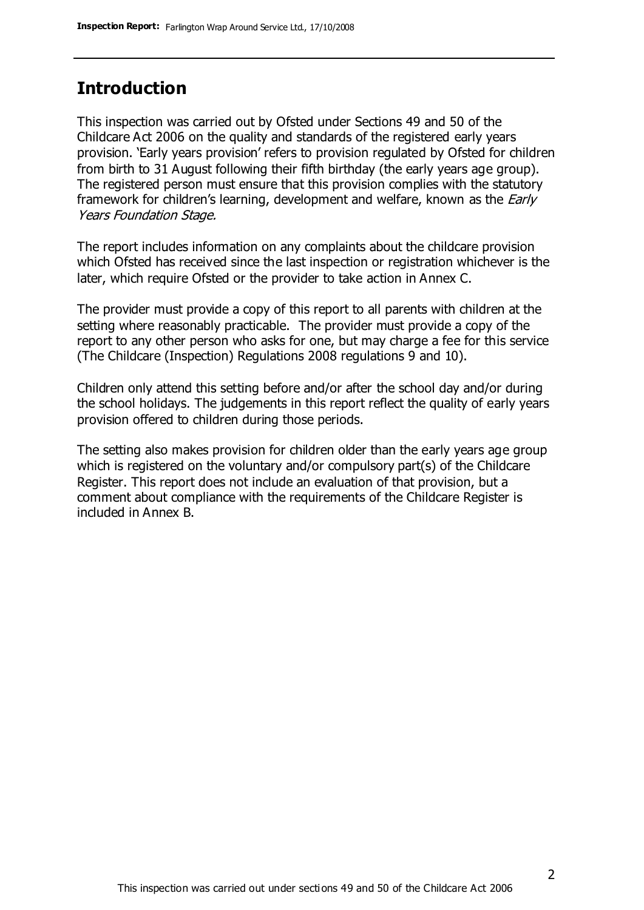## Introduction

This inspection was carried out by Ofsted under Sections 49 and 50 of the Childcare Act 2006 on the quality and standards of the registered early years provision. 'Early years provision' refers to provision regulated by Ofsted for children from birth to 31 August following their fifth birthday (the early years age group). The registered person must ensure that this provision complies with the statutory framework for children's learning, development and welfare, known as the *Early Years Foundation Stage.*

The report includes information on any complaints about the childcare provision which Ofsted has received since the last inspection or registration whichever is the later, which require Ofsted or the provider to take action in Annex C.

The provider must provide a copy of this report to all parents with children at the setting where reasonably practicable. The provider must provide a copy of the report to any other person who asks for one, but may charge a fee for this service (The Childcare (Inspection) Regulations 2008 regulations 9 and 10).

Children only attend this setting before and/or after the school day and/or during the school holidays. The judgements in this report reflect the quality of early years provision offered to children during those periods.

The setting also makes provision for children older than the early years age group which is registered on the voluntary and/or compulsory part(s) of the Childcare Register. This report does not include an evaluation of that provision, but a comment about compliance with the requirements of the Childcare Register is included in Annex B.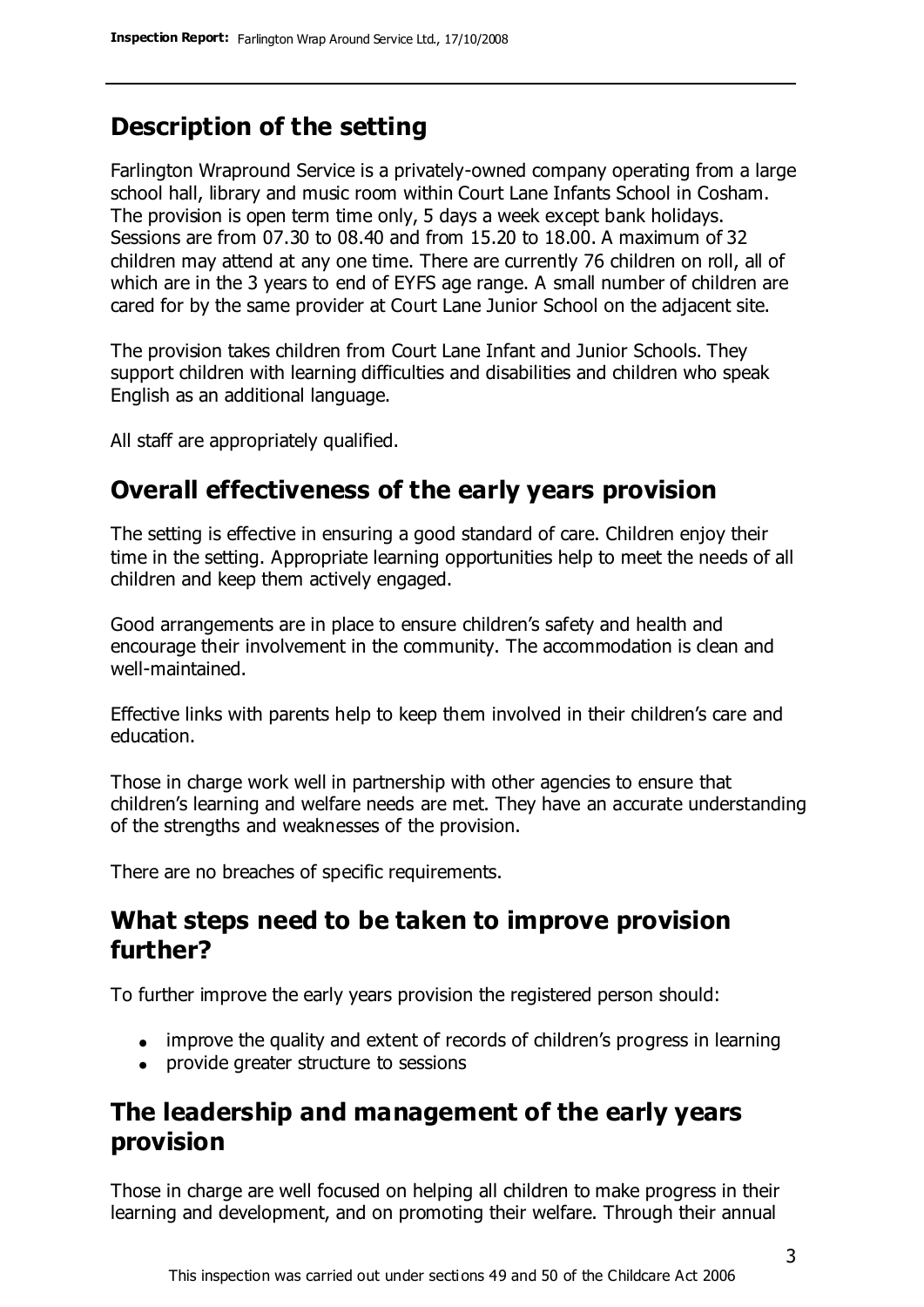## Description of the setting

Farlington Wrapround Service is a privately-owned company operating from a large school hall, library and music room within Court Lane Infants School in Cosham. The provision is open term time only, 5 days a week except bank holidays. Sessions are from 07.30 to 08.40 and from 15.20 to 18.00. A maximum of 32 children may attend at any one time. There are currently 76 children on roll, all of which are in the 3 years to end of EYFS age range. A small number of children are cared for by the same provider at Court Lane Junior School on the adjacent site.

The provision takes children from Court Lane Infant and Junior Schools. They support children with learning difficulties and disabilities and children who speak English as an additional language.

All staff are appropriately qualified.

## Overall effectiveness of the early years provision

The setting is effective in ensuring a good standard of care. Children enjoy their time in the setting. Appropriate learning opportunities help to meet the needs of all children and keep them actively engaged.

Good arrangements are in place to ensure children's safety and health and encourage their involvement in the community. The accommodation is clean and well-maintained.

Effective links with parents help to keep them involved in their children's care and education.

Those in charge work well in partnership with other agencies to ensure that children's learning and welfare needs are met. They have an accurate understanding of the strengths and weaknesses of the provision.

There are no breaches of specific requirements.

## What steps need to be taken to improve provision further?

To further improve the early years provision the registered person should:

- improve the quality and extent of records of children's progress in learning
- provide greater structure to sessions

## The leadership and management of the early years provision

Those in charge are well focused on helping all children to make progress in their learning and development, and on promoting their welfare. Through their annual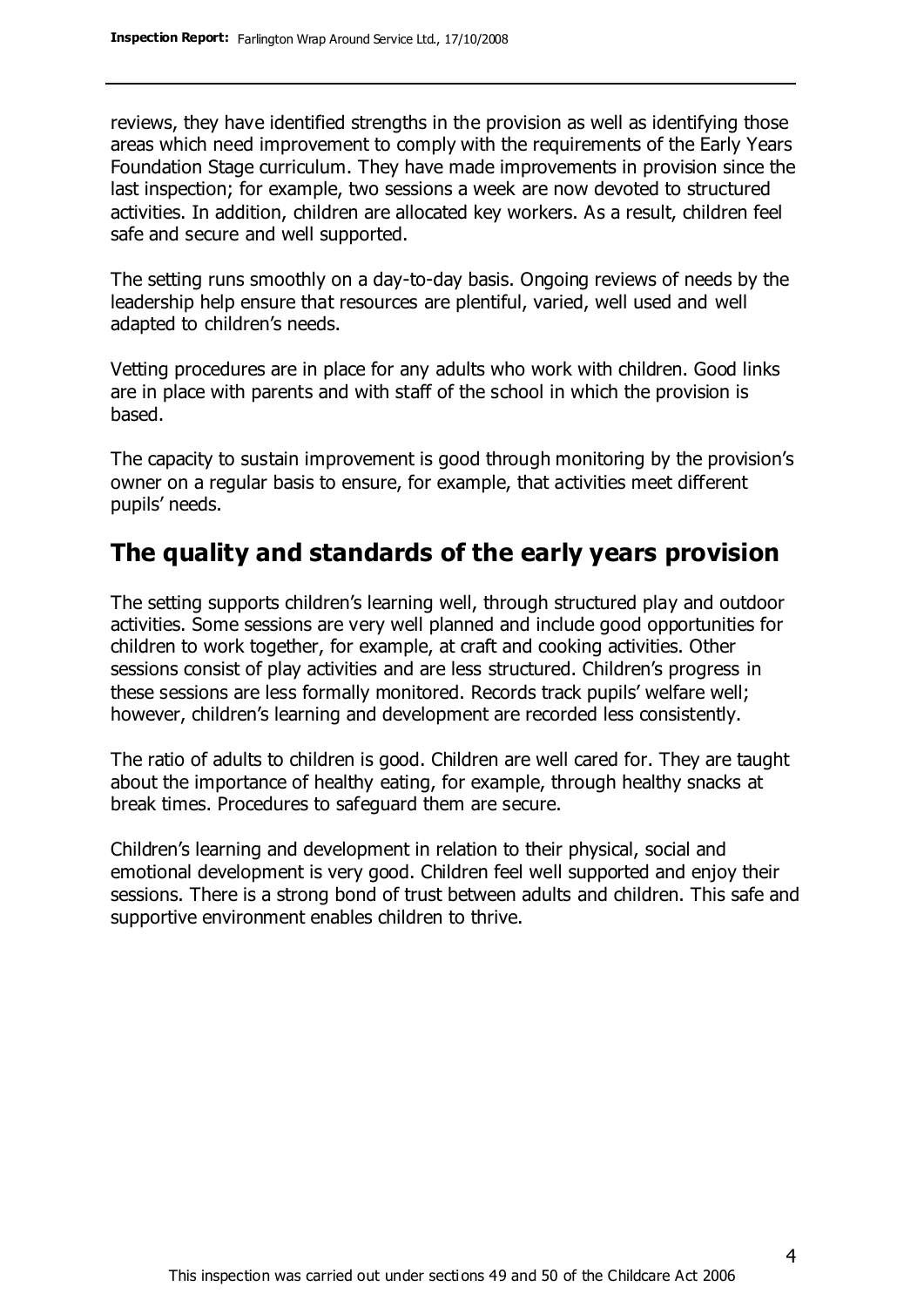reviews, they have identified strengths in the provision as well as identifying those areas which need improvement to comply with the requirements of the Early Years Foundation Stage curriculum. They have made improvements in provision since the last inspection; for example, two sessions a week are now devoted to structured activities. In addition, children are allocated key workers. As a result, children feel safe and secure and well supported.

The setting runs smoothly on a day-to-day basis. Ongoing reviews of needs by the leadership help ensure that resources are plentiful, varied, well used and well adapted to children's needs.

Vetting procedures are in place for any adults who work with children. Good links are in place with parents and with staff of the school in which the provision is based.

The capacity to sustain improvement is good through monitoring by the provision's owner on a regular basis to ensure, for example, that activities meet different pupils' needs.

## The quality and standards of the early years provision

The setting supports children's learning well, through structured play and outdoor activities. Some sessions are very well planned and include good opportunities for children to work together, for example, at craft and cooking activities. Other sessions consist of play activities and are less structured. Children's progress in these sessions are less formally monitored. Records track pupils' welfare well; however, children's learning and development are recorded less consistently.

The ratio of adults to children is good. Children are well cared for. They are taught about the importance of healthy eating, for example, through healthy snacks at break times. Procedures to safeguard them are secure.

Children's learning and development in relation to their physical, social and emotional development is very good. Children feel well supported and enjoy their sessions. There is a strong bond of trust between adults and children. This safe and supportive environment enables children to thrive.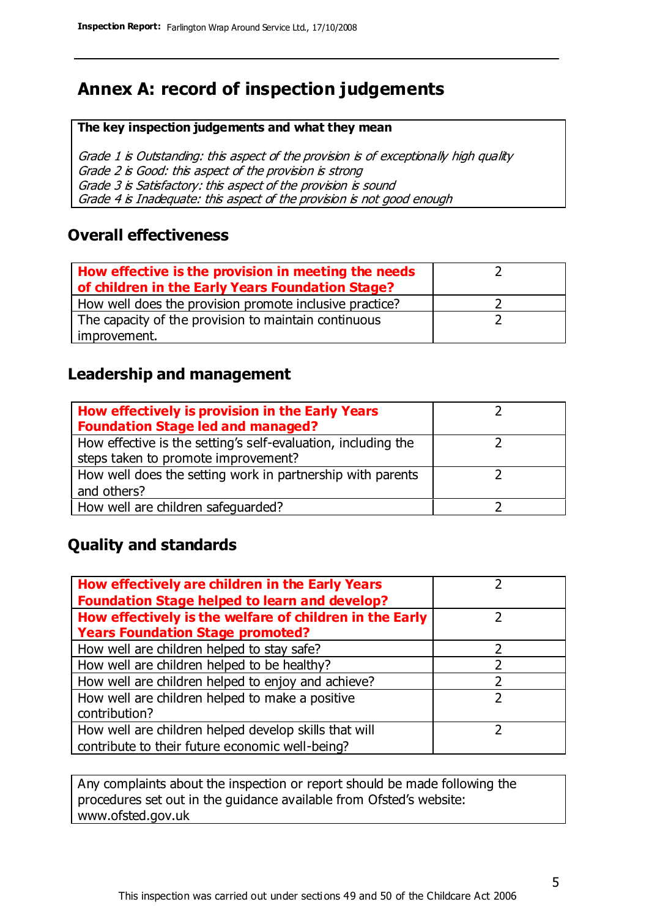# Annex A: record of inspection judgements

**The key inspection judgements and what they mean**

*Grade 1 is Outstanding: this aspect of the provision is of exceptionally high quality*
*Grade 2 is Good: this aspect of the provision is strong*
*Grade 3 is Satisfactory: this aspect of the provision is sound*
*Grade 4 is Inadequate: this aspect of the provision is not good enough*

## Overall effectiveness

| | |
|---|---|
| **How effective is the provision in meeting the needs of children in the Early Years Foundation Stage?** | 2 |
| How well does the provision promote inclusive practice? | 2 |
| The capacity of the provision to maintain continuous improvement. | 2 |

## Leadership and management

| | |
|---|---|
| **How effectively is provision in the Early Years Foundation Stage led and managed?** | 2 |
| How effective is the setting's self-evaluation, including the steps taken to promote improvement? | 2 |
| How well does the setting work in partnership with parents and others? | 2 |
| How well are children safeguarded? | 2 |

## Quality and standards

| | |
|---|---|
| **How effectively are children in the Early Years Foundation Stage helped to learn and develop?** | 2 |
| **How effectively is the welfare of children in the Early Years Foundation Stage promoted?** | 2 |
| How well are children helped to stay safe? | 2 |
| How well are children helped to be healthy? | 2 |
| How well are children helped to enjoy and achieve? | 2 |
| How well are children helped to make a positive contribution? | 2 |
| How well are children helped develop skills that will contribute to their future economic well-being? | 2 |

Any complaints about the inspection or report should be made following the procedures set out in the guidance available from Ofsted's website: www.ofsted.gov.uk

This inspection was carried out under sections 49 and 50 of the Childcare Act 2006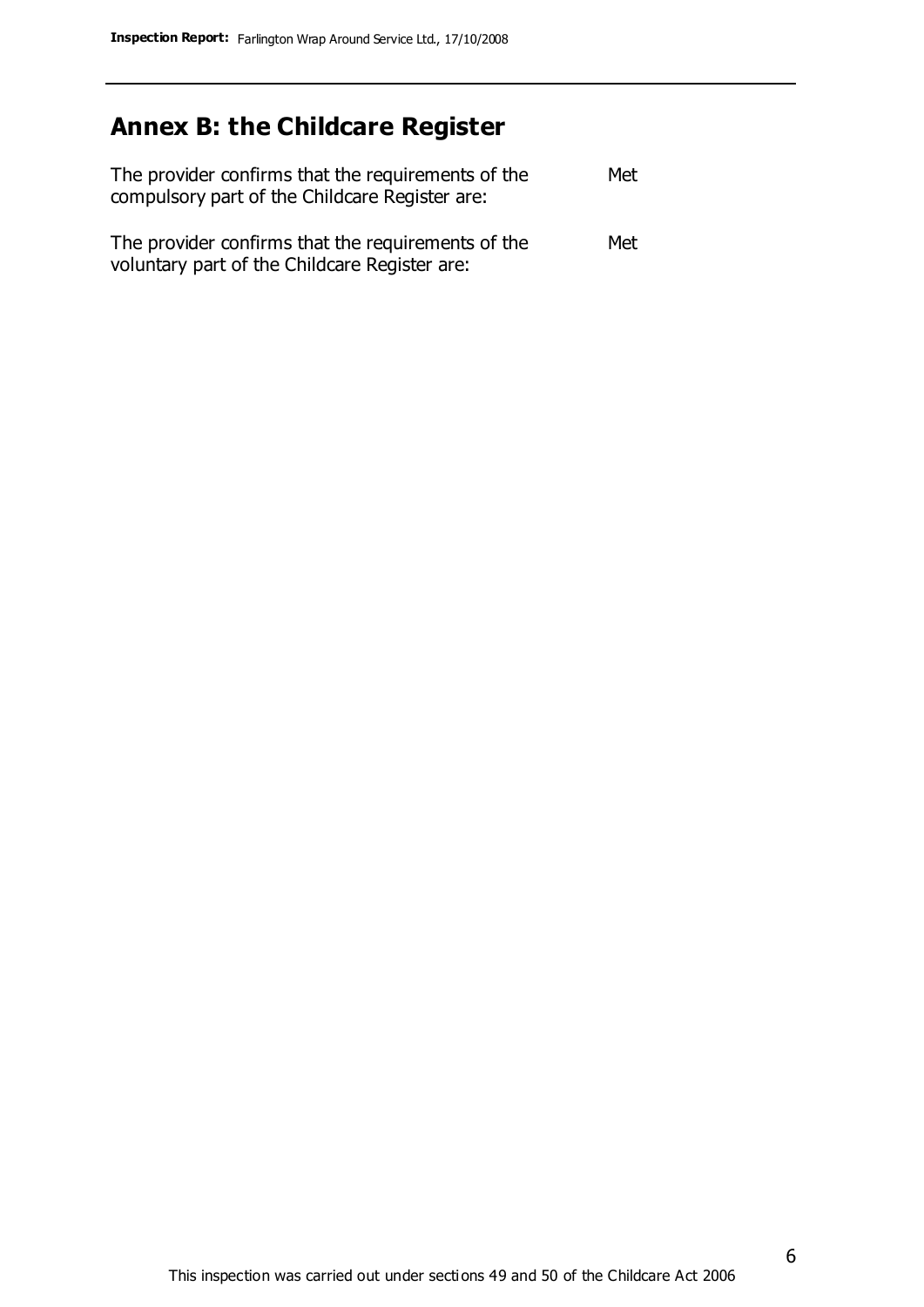## Annex B: the Childcare Register

| | |
|---|---|
| The provider confirms that the requirements of the compulsory part of the Childcare Register are: | Met |
| The provider confirms that the requirements of the voluntary part of the Childcare Register are: | Met |

This inspection was carried out under sections 49 and 50 of the Childcare Act 2006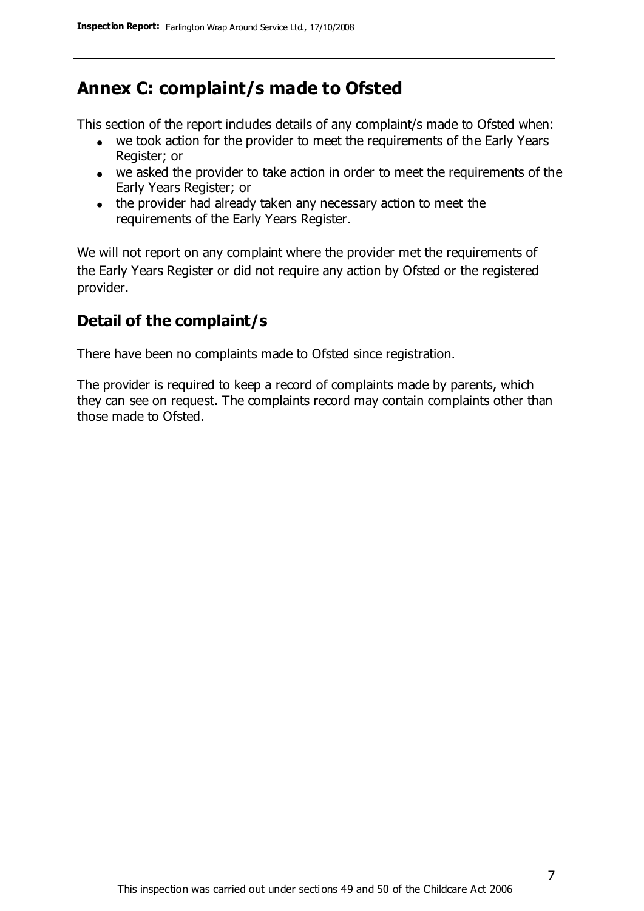## Annex C: complaint/s made to Ofsted

This section of the report includes details of any complaint/s made to Ofsted when:

- we took action for the provider to meet the requirements of the Early Years Register; or
- we asked the provider to take action in order to meet the requirements of the Early Years Register; or
- the provider had already taken any necessary action to meet the requirements of the Early Years Register.

We will not report on any complaint where the provider met the requirements of the Early Years Register or did not require any action by Ofsted or the registered provider.

### Detail of the complaint/s

There have been no complaints made to Ofsted since registration.

The provider is required to keep a record of complaints made by parents, which they can see on request. The complaints record may contain complaints other than those made to Ofsted.